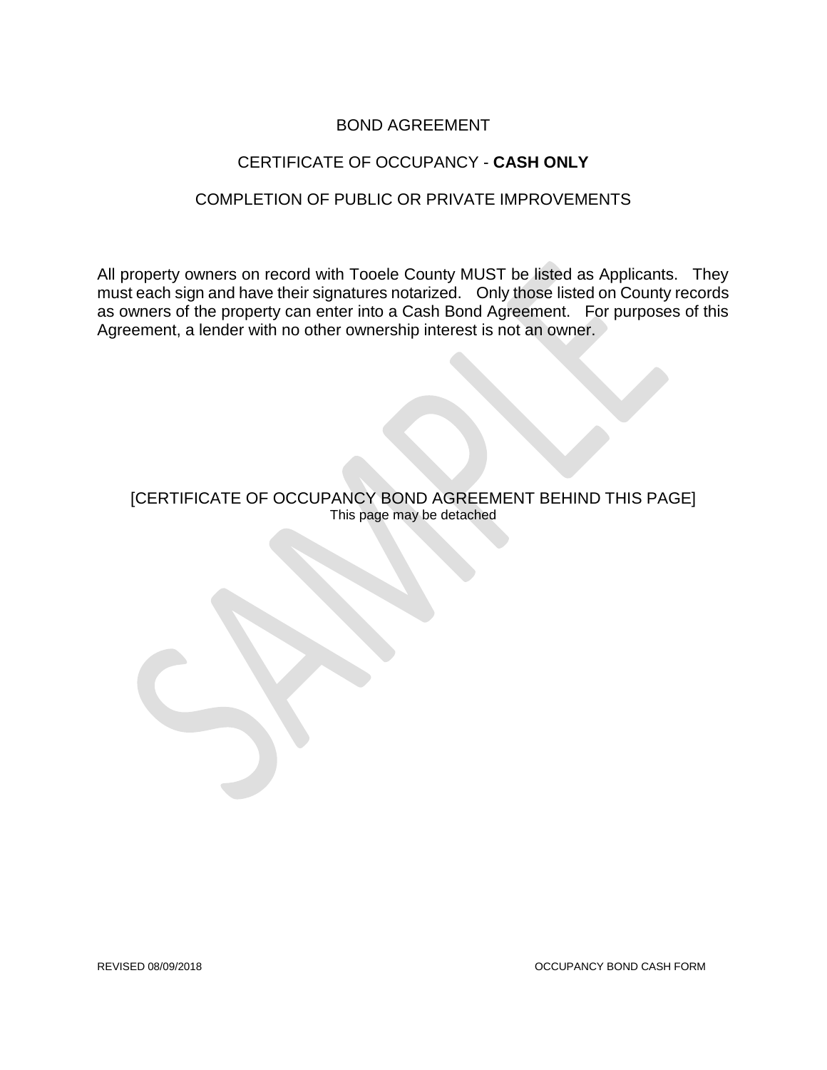# BOND AGREEMENT

## CERTIFICATE OF OCCUPANCY - **CASH ONLY**

## COMPLETION OF PUBLIC OR PRIVATE IMPROVEMENTS

All property owners on record with Tooele County MUST be listed as Applicants. They must each sign and have their signatures notarized. Only those listed on County records as owners of the property can enter into a Cash Bond Agreement. For purposes of this Agreement, a lender with no other ownership interest is not an owner.

[CERTIFICATE OF OCCUPANCY BOND AGREEMENT BEHIND THIS PAGE]
This page may be detached

REVISED 08/09/2018 OCCUPANCY BOND CASH FORM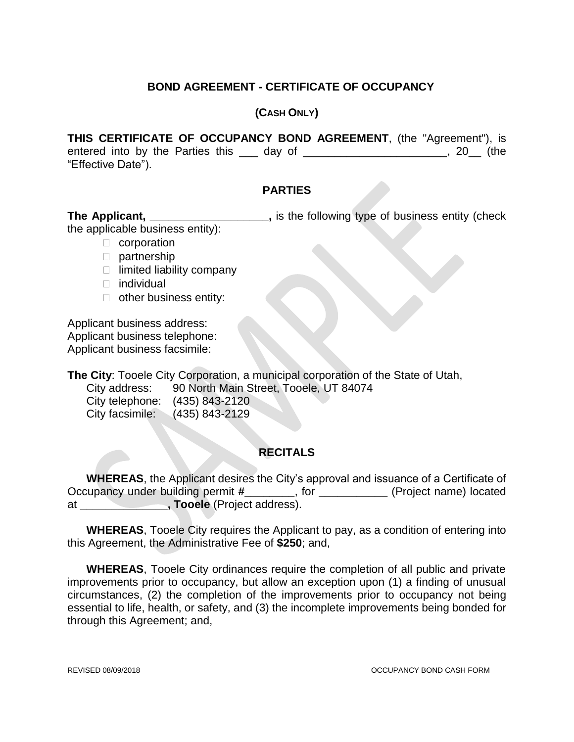## BOND AGREEMENT - CERTIFICATE OF OCCUPANCY

**(CASH ONLY)**

**THIS CERTIFICATE OF OCCUPANCY BOND AGREEMENT**, (the "Agreement"), is entered into by the Parties this ___ day of ________________________, 20__ (the "Effective Date").

### PARTIES

**The Applicant, ___________________,** is the following type of business entity (check the applicable business entity):

- ☐ corporation
- ☐ partnership
- ☐ limited liability company
- ☐ individual
- ☐ other business entity:

Applicant business address:
Applicant business telephone:
Applicant business facsimile:

**The City**: Tooele City Corporation, a municipal corporation of the State of Utah,
City address: 90 North Main Street, Tooele, UT 84074
City telephone: (435) 843-2120
City facsimile: (435) 843-2129

### RECITALS

**WHEREAS**, the Applicant desires the City's approval and issuance of a Certificate of Occupancy under building permit **#________**, for ___________ (Project name) located at **______________, Tooele** (Project address).

**WHEREAS**, Tooele City requires the Applicant to pay, as a condition of entering into this Agreement, the Administrative Fee of **$250**; and,

**WHEREAS**, Tooele City ordinances require the completion of all public and private improvements prior to occupancy, but allow an exception upon (1) a finding of unusual circumstances, (2) the completion of the improvements prior to occupancy not being essential to life, health, or safety, and (3) the incomplete improvements being bonded for through this Agreement; and,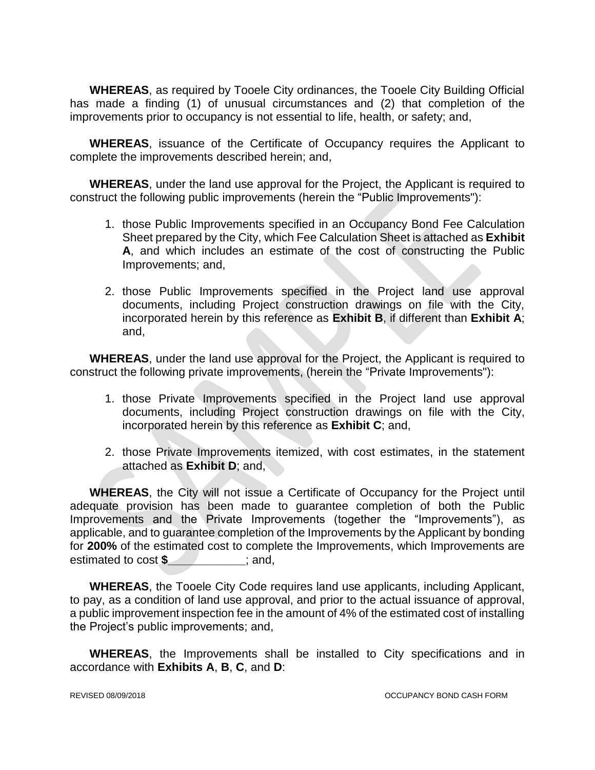**WHEREAS**, as required by Tooele City ordinances, the Tooele City Building Official has made a finding (1) of unusual circumstances and (2) that completion of the improvements prior to occupancy is not essential to life, health, or safety; and,

**WHEREAS**, issuance of the Certificate of Occupancy requires the Applicant to complete the improvements described herein; and,

**WHEREAS**, under the land use approval for the Project, the Applicant is required to construct the following public improvements (herein the "Public Improvements"):

1. those Public Improvements specified in an Occupancy Bond Fee Calculation Sheet prepared by the City, which Fee Calculation Sheet is attached as **Exhibit A**, and which includes an estimate of the cost of constructing the Public Improvements; and,

2. those Public Improvements specified in the Project land use approval documents, including Project construction drawings on file with the City, incorporated herein by this reference as **Exhibit B**, if different than **Exhibit A**; and,

**WHEREAS**, under the land use approval for the Project, the Applicant is required to construct the following private improvements, (herein the "Private Improvements"):

1. those Private Improvements specified in the Project land use approval documents, including Project construction drawings on file with the City, incorporated herein by this reference as **Exhibit C**; and,

2. those Private Improvements itemized, with cost estimates, in the statement attached as **Exhibit D**; and,

**WHEREAS**, the City will not issue a Certificate of Occupancy for the Project until adequate provision has been made to guarantee completion of both the Public Improvements and the Private Improvements (together the "Improvements"), as applicable, and to guarantee completion of the Improvements by the Applicant by bonding for **200%** of the estimated cost to complete the Improvements, which Improvements are estimated to cost **$____________**; and,

**WHEREAS**, the Tooele City Code requires land use applicants, including Applicant, to pay, as a condition of land use approval, and prior to the actual issuance of approval, a public improvement inspection fee in the amount of 4% of the estimated cost of installing the Project's public improvements; and,

**WHEREAS**, the Improvements shall be installed to City specifications and in accordance with **Exhibits A**, **B**, **C**, and **D**:

REVISED 08/09/2018 OCCUPANCY BOND CASH FORM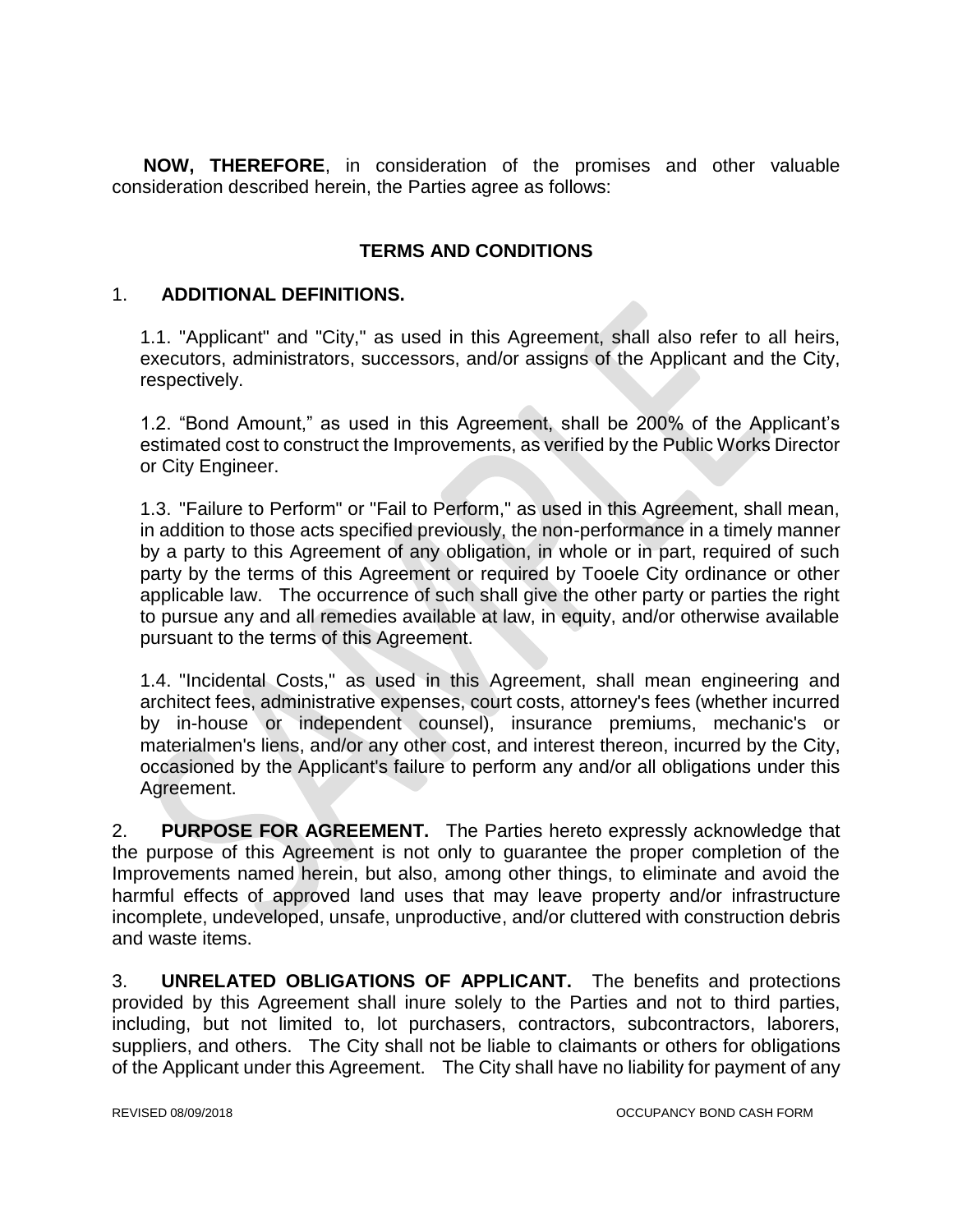**NOW, THEREFORE**, in consideration of the promises and other valuable consideration described herein, the Parties agree as follows:

## TERMS AND CONDITIONS

1. **ADDITIONAL DEFINITIONS.**

   1.1. "Applicant" and "City," as used in this Agreement, shall also refer to all heirs, executors, administrators, successors, and/or assigns of the Applicant and the City, respectively.

   1.2. "Bond Amount," as used in this Agreement, shall be 200% of the Applicant's estimated cost to construct the Improvements, as verified by the Public Works Director or City Engineer.

   1.3. "Failure to Perform" or "Fail to Perform," as used in this Agreement, shall mean, in addition to those acts specified previously, the non-performance in a timely manner by a party to this Agreement of any obligation, in whole or in part, required of such party by the terms of this Agreement or required by Tooele City ordinance or other applicable law. The occurrence of such shall give the other party or parties the right to pursue any and all remedies available at law, in equity, and/or otherwise available pursuant to the terms of this Agreement.

   1.4. "Incidental Costs," as used in this Agreement, shall mean engineering and architect fees, administrative expenses, court costs, attorney's fees (whether incurred by in-house or independent counsel), insurance premiums, mechanic's or materialmen's liens, and/or any other cost, and interest thereon, incurred by the City, occasioned by the Applicant's failure to perform any and/or all obligations under this Agreement.

2. **PURPOSE FOR AGREEMENT.** The Parties hereto expressly acknowledge that the purpose of this Agreement is not only to guarantee the proper completion of the Improvements named herein, but also, among other things, to eliminate and avoid the harmful effects of approved land uses that may leave property and/or infrastructure incomplete, undeveloped, unsafe, unproductive, and/or cluttered with construction debris and waste items.

3. **UNRELATED OBLIGATIONS OF APPLICANT.** The benefits and protections provided by this Agreement shall inure solely to the Parties and not to third parties, including, but not limited to, lot purchasers, contractors, subcontractors, laborers, suppliers, and others. The City shall not be liable to claimants or others for obligations of the Applicant under this Agreement. The City shall have no liability for payment of any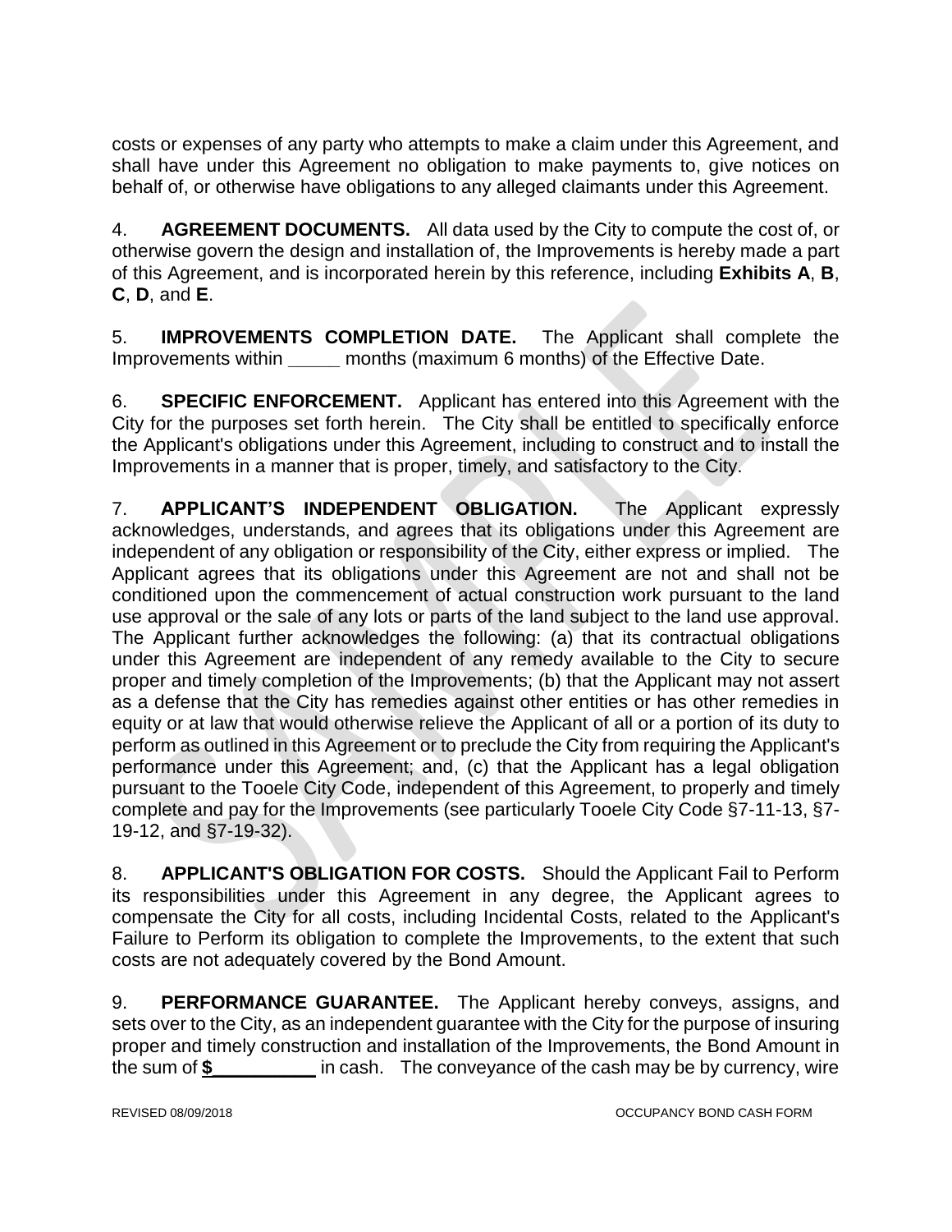costs or expenses of any party who attempts to make a claim under this Agreement, and shall have under this Agreement no obligation to make payments to, give notices on behalf of, or otherwise have obligations to any alleged claimants under this Agreement.

4. **AGREEMENT DOCUMENTS.** All data used by the City to compute the cost of, or otherwise govern the design and installation of, the Improvements is hereby made a part of this Agreement, and is incorporated herein by this reference, including **Exhibits A**, **B**, **C**, **D**, and **E**.

5. **IMPROVEMENTS COMPLETION DATE.** The Applicant shall complete the Improvements within _____ months (maximum 6 months) of the Effective Date.

6. **SPECIFIC ENFORCEMENT.** Applicant has entered into this Agreement with the City for the purposes set forth herein. The City shall be entitled to specifically enforce the Applicant's obligations under this Agreement, including to construct and to install the Improvements in a manner that is proper, timely, and satisfactory to the City.

7. **APPLICANT'S INDEPENDENT OBLIGATION.** The Applicant expressly acknowledges, understands, and agrees that its obligations under this Agreement are independent of any obligation or responsibility of the City, either express or implied. The Applicant agrees that its obligations under this Agreement are not and shall not be conditioned upon the commencement of actual construction work pursuant to the land use approval or the sale of any lots or parts of the land subject to the land use approval. The Applicant further acknowledges the following: (a) that its contractual obligations under this Agreement are independent of any remedy available to the City to secure proper and timely completion of the Improvements; (b) that the Applicant may not assert as a defense that the City has remedies against other entities or has other remedies in equity or at law that would otherwise relieve the Applicant of all or a portion of its duty to perform as outlined in this Agreement or to preclude the City from requiring the Applicant's performance under this Agreement; and, (c) that the Applicant has a legal obligation pursuant to the Tooele City Code, independent of this Agreement, to properly and timely complete and pay for the Improvements (see particularly Tooele City Code §7-11-13, §7-19-12, and §7-19-32).

8. **APPLICANT'S OBLIGATION FOR COSTS.** Should the Applicant Fail to Perform its responsibilities under this Agreement in any degree, the Applicant agrees to compensate the City for all costs, including Incidental Costs, related to the Applicant's Failure to Perform its obligation to complete the Improvements, to the extent that such costs are not adequately covered by the Bond Amount.

9. **PERFORMANCE GUARANTEE.** The Applicant hereby conveys, assigns, and sets over to the City, as an independent guarantee with the City for the purpose of insuring proper and timely construction and installation of the Improvements, the Bond Amount in the sum of **$__________** in cash. The conveyance of the cash may be by currency, wire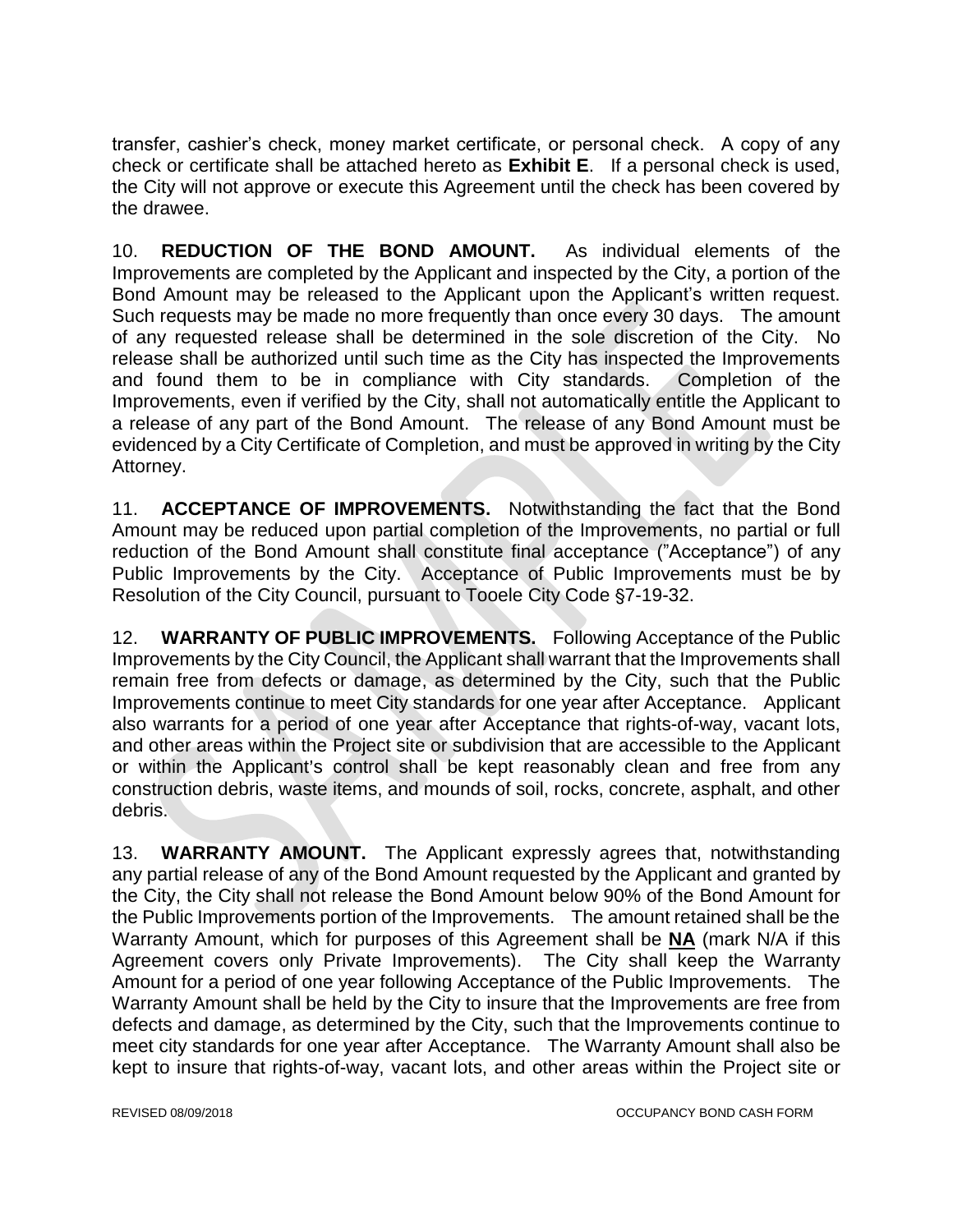transfer, cashier's check, money market certificate, or personal check. A copy of any check or certificate shall be attached hereto as **Exhibit E**. If a personal check is used, the City will not approve or execute this Agreement until the check has been covered by the drawee.

10. **REDUCTION OF THE BOND AMOUNT.** As individual elements of the Improvements are completed by the Applicant and inspected by the City, a portion of the Bond Amount may be released to the Applicant upon the Applicant's written request. Such requests may be made no more frequently than once every 30 days. The amount of any requested release shall be determined in the sole discretion of the City. No release shall be authorized until such time as the City has inspected the Improvements and found them to be in compliance with City standards. Completion of the Improvements, even if verified by the City, shall not automatically entitle the Applicant to a release of any part of the Bond Amount. The release of any Bond Amount must be evidenced by a City Certificate of Completion, and must be approved in writing by the City Attorney.

11. **ACCEPTANCE OF IMPROVEMENTS.** Notwithstanding the fact that the Bond Amount may be reduced upon partial completion of the Improvements, no partial or full reduction of the Bond Amount shall constitute final acceptance ("Acceptance") of any Public Improvements by the City. Acceptance of Public Improvements must be by Resolution of the City Council, pursuant to Tooele City Code §7-19-32.

12. **WARRANTY OF PUBLIC IMPROVEMENTS.** Following Acceptance of the Public Improvements by the City Council, the Applicant shall warrant that the Improvements shall remain free from defects or damage, as determined by the City, such that the Public Improvements continue to meet City standards for one year after Acceptance. Applicant also warrants for a period of one year after Acceptance that rights-of-way, vacant lots, and other areas within the Project site or subdivision that are accessible to the Applicant or within the Applicant's control shall be kept reasonably clean and free from any construction debris, waste items, and mounds of soil, rocks, concrete, asphalt, and other debris.

13. **WARRANTY AMOUNT.** The Applicant expressly agrees that, notwithstanding any partial release of any of the Bond Amount requested by the Applicant and granted by the City, the City shall not release the Bond Amount below 90% of the Bond Amount for the Public Improvements portion of the Improvements. The amount retained shall be the Warranty Amount, which for purposes of this Agreement shall be **NA** (mark N/A if this Agreement covers only Private Improvements). The City shall keep the Warranty Amount for a period of one year following Acceptance of the Public Improvements. The Warranty Amount shall be held by the City to insure that the Improvements are free from defects and damage, as determined by the City, such that the Improvements continue to meet city standards for one year after Acceptance. The Warranty Amount shall also be kept to insure that rights-of-way, vacant lots, and other areas within the Project site or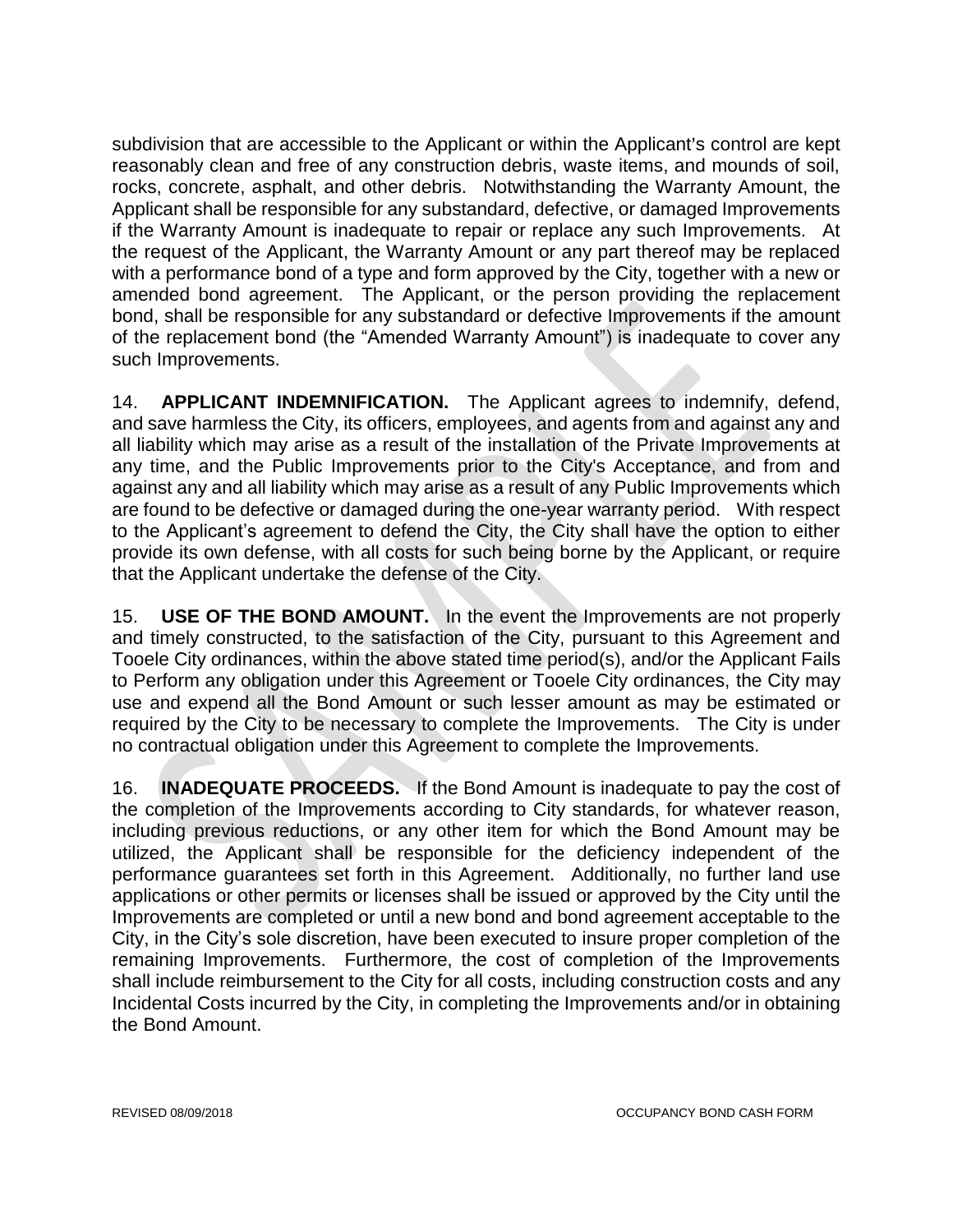subdivision that are accessible to the Applicant or within the Applicant's control are kept reasonably clean and free of any construction debris, waste items, and mounds of soil, rocks, concrete, asphalt, and other debris. Notwithstanding the Warranty Amount, the Applicant shall be responsible for any substandard, defective, or damaged Improvements if the Warranty Amount is inadequate to repair or replace any such Improvements. At the request of the Applicant, the Warranty Amount or any part thereof may be replaced with a performance bond of a type and form approved by the City, together with a new or amended bond agreement. The Applicant, or the person providing the replacement bond, shall be responsible for any substandard or defective Improvements if the amount of the replacement bond (the "Amended Warranty Amount") is inadequate to cover any such Improvements.

14. **APPLICANT INDEMNIFICATION.** The Applicant agrees to indemnify, defend, and save harmless the City, its officers, employees, and agents from and against any and all liability which may arise as a result of the installation of the Private Improvements at any time, and the Public Improvements prior to the City's Acceptance, and from and against any and all liability which may arise as a result of any Public Improvements which are found to be defective or damaged during the one-year warranty period. With respect to the Applicant's agreement to defend the City, the City shall have the option to either provide its own defense, with all costs for such being borne by the Applicant, or require that the Applicant undertake the defense of the City.

15. **USE OF THE BOND AMOUNT.** In the event the Improvements are not properly and timely constructed, to the satisfaction of the City, pursuant to this Agreement and Tooele City ordinances, within the above stated time period(s), and/or the Applicant Fails to Perform any obligation under this Agreement or Tooele City ordinances, the City may use and expend all the Bond Amount or such lesser amount as may be estimated or required by the City to be necessary to complete the Improvements. The City is under no contractual obligation under this Agreement to complete the Improvements.

16. **INADEQUATE PROCEEDS.** If the Bond Amount is inadequate to pay the cost of the completion of the Improvements according to City standards, for whatever reason, including previous reductions, or any other item for which the Bond Amount may be utilized, the Applicant shall be responsible for the deficiency independent of the performance guarantees set forth in this Agreement. Additionally, no further land use applications or other permits or licenses shall be issued or approved by the City until the Improvements are completed or until a new bond and bond agreement acceptable to the City, in the City's sole discretion, have been executed to insure proper completion of the remaining Improvements. Furthermore, the cost of completion of the Improvements shall include reimbursement to the City for all costs, including construction costs and any Incidental Costs incurred by the City, in completing the Improvements and/or in obtaining the Bond Amount.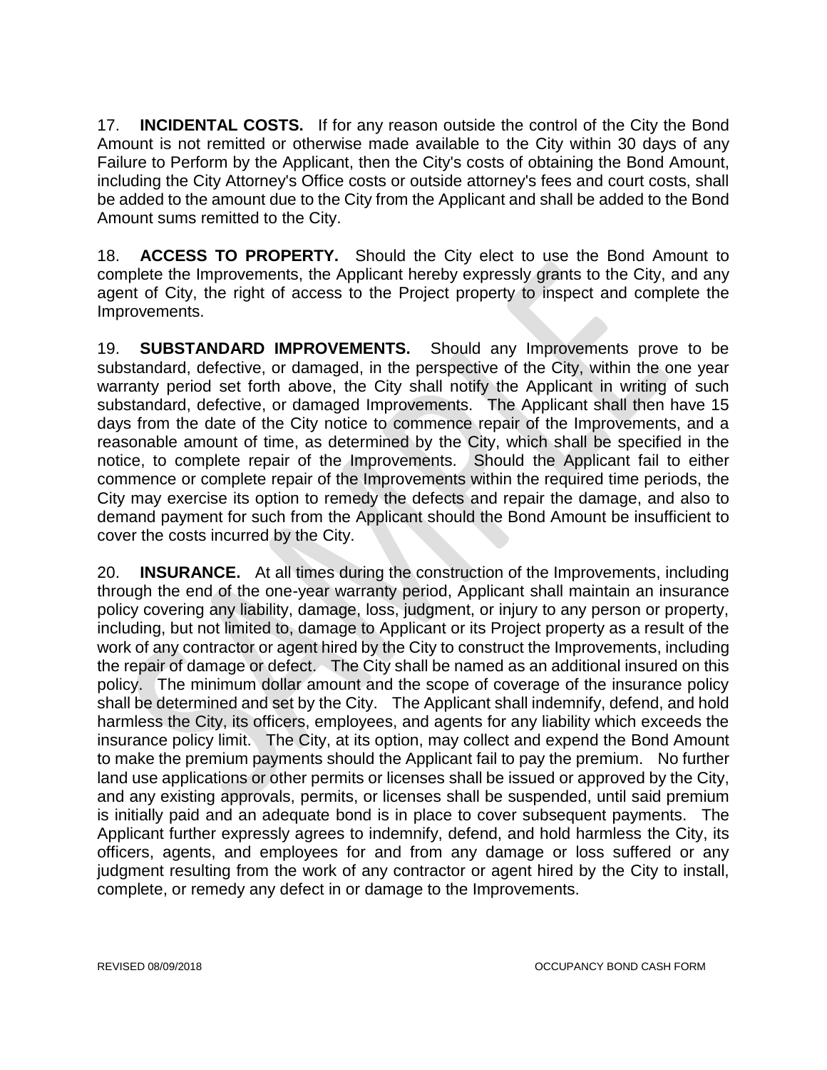17. **INCIDENTAL COSTS.** If for any reason outside the control of the City the Bond Amount is not remitted or otherwise made available to the City within 30 days of any Failure to Perform by the Applicant, then the City's costs of obtaining the Bond Amount, including the City Attorney's Office costs or outside attorney's fees and court costs, shall be added to the amount due to the City from the Applicant and shall be added to the Bond Amount sums remitted to the City.

18. **ACCESS TO PROPERTY.** Should the City elect to use the Bond Amount to complete the Improvements, the Applicant hereby expressly grants to the City, and any agent of City, the right of access to the Project property to inspect and complete the Improvements.

19. **SUBSTANDARD IMPROVEMENTS.** Should any Improvements prove to be substandard, defective, or damaged, in the perspective of the City, within the one year warranty period set forth above, the City shall notify the Applicant in writing of such substandard, defective, or damaged Improvements. The Applicant shall then have 15 days from the date of the City notice to commence repair of the Improvements, and a reasonable amount of time, as determined by the City, which shall be specified in the notice, to complete repair of the Improvements. Should the Applicant fail to either commence or complete repair of the Improvements within the required time periods, the City may exercise its option to remedy the defects and repair the damage, and also to demand payment for such from the Applicant should the Bond Amount be insufficient to cover the costs incurred by the City.

20. **INSURANCE.** At all times during the construction of the Improvements, including through the end of the one-year warranty period, Applicant shall maintain an insurance policy covering any liability, damage, loss, judgment, or injury to any person or property, including, but not limited to, damage to Applicant or its Project property as a result of the work of any contractor or agent hired by the City to construct the Improvements, including the repair of damage or defect. The City shall be named as an additional insured on this policy. The minimum dollar amount and the scope of coverage of the insurance policy shall be determined and set by the City. The Applicant shall indemnify, defend, and hold harmless the City, its officers, employees, and agents for any liability which exceeds the insurance policy limit. The City, at its option, may collect and expend the Bond Amount to make the premium payments should the Applicant fail to pay the premium. No further land use applications or other permits or licenses shall be issued or approved by the City, and any existing approvals, permits, or licenses shall be suspended, until said premium is initially paid and an adequate bond is in place to cover subsequent payments. The Applicant further expressly agrees to indemnify, defend, and hold harmless the City, its officers, agents, and employees for and from any damage or loss suffered or any judgment resulting from the work of any contractor or agent hired by the City to install, complete, or remedy any defect in or damage to the Improvements.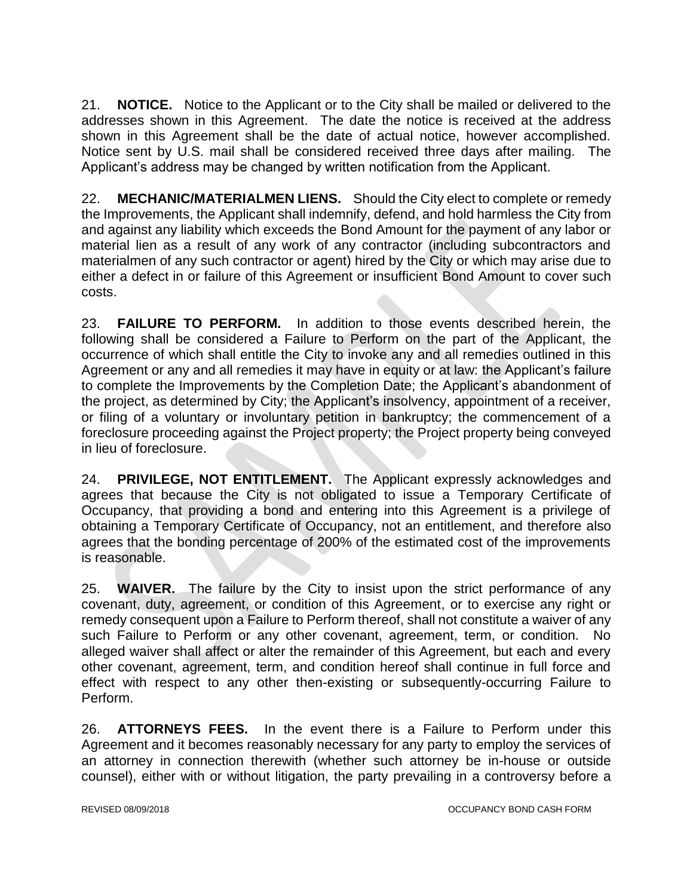21. **NOTICE.** Notice to the Applicant or to the City shall be mailed or delivered to the addresses shown in this Agreement. The date the notice is received at the address shown in this Agreement shall be the date of actual notice, however accomplished. Notice sent by U.S. mail shall be considered received three days after mailing. The Applicant's address may be changed by written notification from the Applicant.

22. **MECHANIC/MATERIALMEN LIENS.** Should the City elect to complete or remedy the Improvements, the Applicant shall indemnify, defend, and hold harmless the City from and against any liability which exceeds the Bond Amount for the payment of any labor or material lien as a result of any work of any contractor (including subcontractors and materialmen of any such contractor or agent) hired by the City or which may arise due to either a defect in or failure of this Agreement or insufficient Bond Amount to cover such costs.

23. **FAILURE TO PERFORM.** In addition to those events described herein, the following shall be considered a Failure to Perform on the part of the Applicant, the occurrence of which shall entitle the City to invoke any and all remedies outlined in this Agreement or any and all remedies it may have in equity or at law: the Applicant's failure to complete the Improvements by the Completion Date; the Applicant's abandonment of the project, as determined by City; the Applicant's insolvency, appointment of a receiver, or filing of a voluntary or involuntary petition in bankruptcy; the commencement of a foreclosure proceeding against the Project property; the Project property being conveyed in lieu of foreclosure.

24. **PRIVILEGE, NOT ENTITLEMENT.** The Applicant expressly acknowledges and agrees that because the City is not obligated to issue a Temporary Certificate of Occupancy, that providing a bond and entering into this Agreement is a privilege of obtaining a Temporary Certificate of Occupancy, not an entitlement, and therefore also agrees that the bonding percentage of 200% of the estimated cost of the improvements is reasonable.

25. **WAIVER.** The failure by the City to insist upon the strict performance of any covenant, duty, agreement, or condition of this Agreement, or to exercise any right or remedy consequent upon a Failure to Perform thereof, shall not constitute a waiver of any such Failure to Perform or any other covenant, agreement, term, or condition. No alleged waiver shall affect or alter the remainder of this Agreement, but each and every other covenant, agreement, term, and condition hereof shall continue in full force and effect with respect to any other then-existing or subsequently-occurring Failure to Perform.

26. **ATTORNEYS FEES.** In the event there is a Failure to Perform under this Agreement and it becomes reasonably necessary for any party to employ the services of an attorney in connection therewith (whether such attorney be in-house or outside counsel), either with or without litigation, the party prevailing in a controversy before a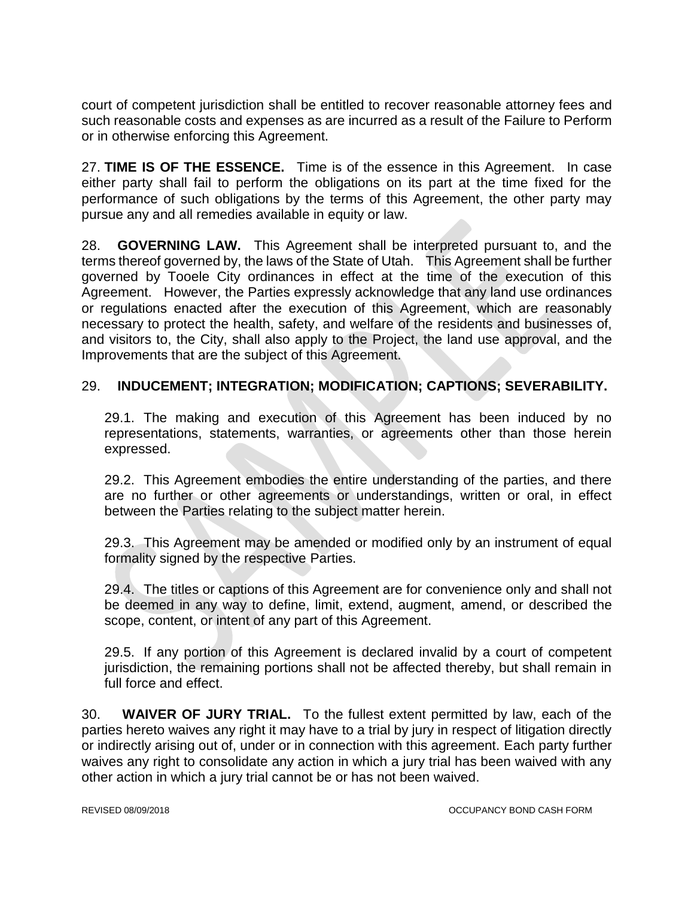court of competent jurisdiction shall be entitled to recover reasonable attorney fees and such reasonable costs and expenses as are incurred as a result of the Failure to Perform or in otherwise enforcing this Agreement.

27. **TIME IS OF THE ESSENCE.** Time is of the essence in this Agreement. In case either party shall fail to perform the obligations on its part at the time fixed for the performance of such obligations by the terms of this Agreement, the other party may pursue any and all remedies available in equity or law.

28. **GOVERNING LAW.** This Agreement shall be interpreted pursuant to, and the terms thereof governed by, the laws of the State of Utah. This Agreement shall be further governed by Tooele City ordinances in effect at the time of the execution of this Agreement. However, the Parties expressly acknowledge that any land use ordinances or regulations enacted after the execution of this Agreement, which are reasonably necessary to protect the health, safety, and welfare of the residents and businesses of, and visitors to, the City, shall also apply to the Project, the land use approval, and the Improvements that are the subject of this Agreement.

29. **INDUCEMENT; INTEGRATION; MODIFICATION; CAPTIONS; SEVERABILITY.**

29.1. The making and execution of this Agreement has been induced by no representations, statements, warranties, or agreements other than those herein expressed.

29.2. This Agreement embodies the entire understanding of the parties, and there are no further or other agreements or understandings, written or oral, in effect between the Parties relating to the subject matter herein.

29.3. This Agreement may be amended or modified only by an instrument of equal formality signed by the respective Parties.

29.4. The titles or captions of this Agreement are for convenience only and shall not be deemed in any way to define, limit, extend, augment, amend, or described the scope, content, or intent of any part of this Agreement.

29.5. If any portion of this Agreement is declared invalid by a court of competent jurisdiction, the remaining portions shall not be affected thereby, but shall remain in full force and effect.

30. **WAIVER OF JURY TRIAL.** To the fullest extent permitted by law, each of the parties hereto waives any right it may have to a trial by jury in respect of litigation directly or indirectly arising out of, under or in connection with this agreement. Each party further waives any right to consolidate any action in which a jury trial has been waived with any other action in which a jury trial cannot be or has not been waived.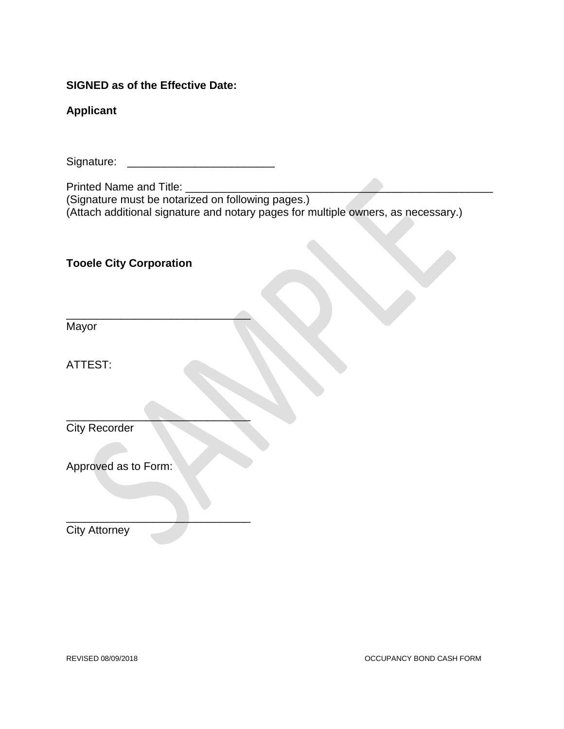**SIGNED as of the Effective Date:**

**Applicant**

Signature: ________________________

Printed Name and Title: __________________________________________________
(Signature must be notarized on following pages.)
(Attach additional signature and notary pages for multiple owners, as necessary.)

**Tooele City Corporation**

______________________________
Mayor

ATTEST:

______________________________
City Recorder

Approved as to Form:

______________________________
City Attorney

REVISED 08/09/2018 OCCUPANCY BOND CASH FORM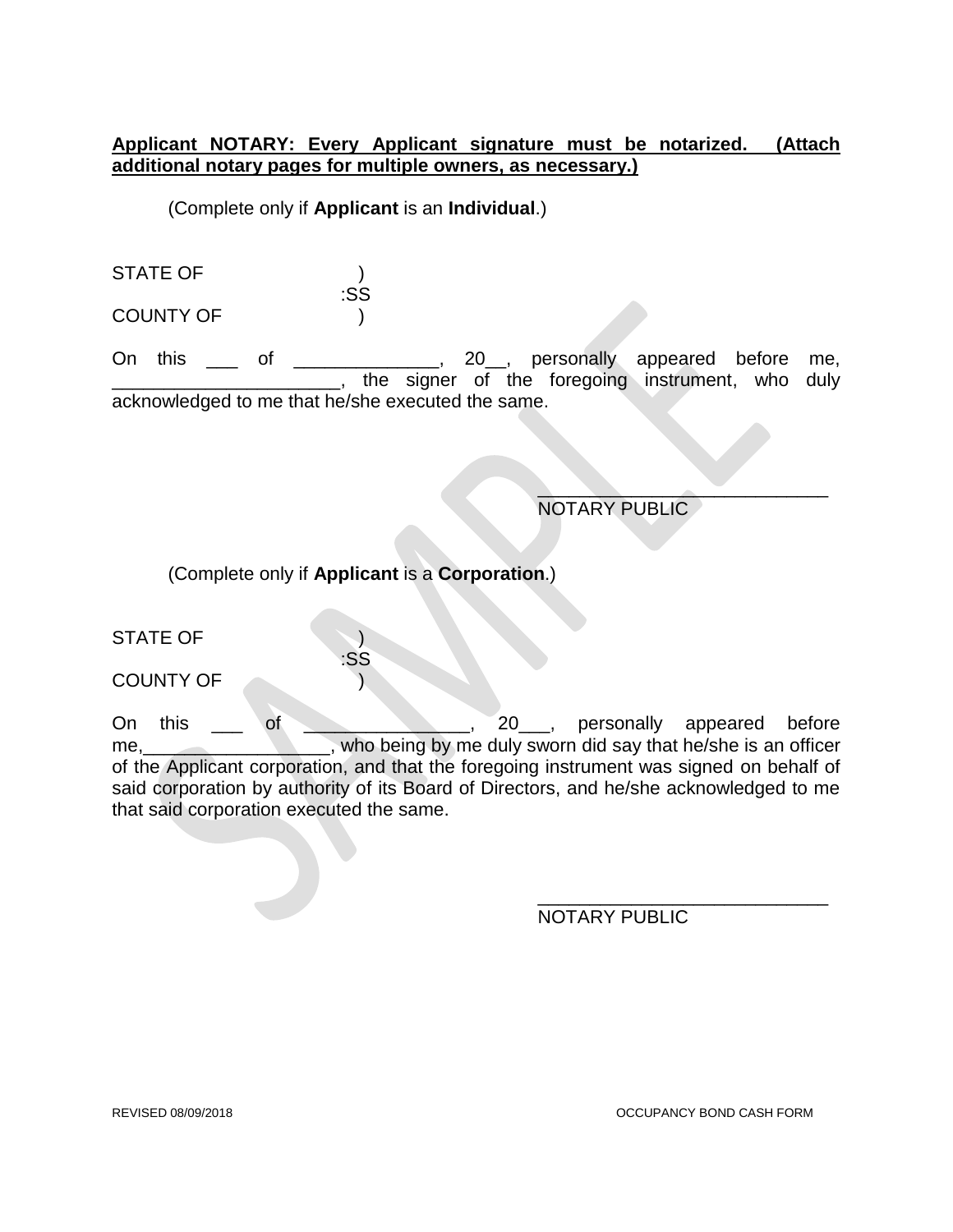**Applicant NOTARY: Every Applicant signature must be notarized. (Attach additional notary pages for multiple owners, as necessary.)**

(Complete only if **Applicant** is an **Individual**.)

STATE OF )
:SS
COUNTY OF )

On this ___ of ______________, 20__, personally appeared before me, ______________________, the signer of the foregoing instrument, who duly acknowledged to me that he/she executed the same.

_____________________________
NOTARY PUBLIC

(Complete only if **Applicant** is a **Corporation**.)

STATE OF )
:SS
COUNTY OF )

On this ___ of ________________, 20___, personally appeared before me,___________________, who being by me duly sworn did say that he/she is an officer of the Applicant corporation, and that the foregoing instrument was signed on behalf of said corporation by authority of its Board of Directors, and he/she acknowledged to me that said corporation executed the same.

_____________________________
NOTARY PUBLIC

REVISED 08/09/2018 OCCUPANCY BOND CASH FORM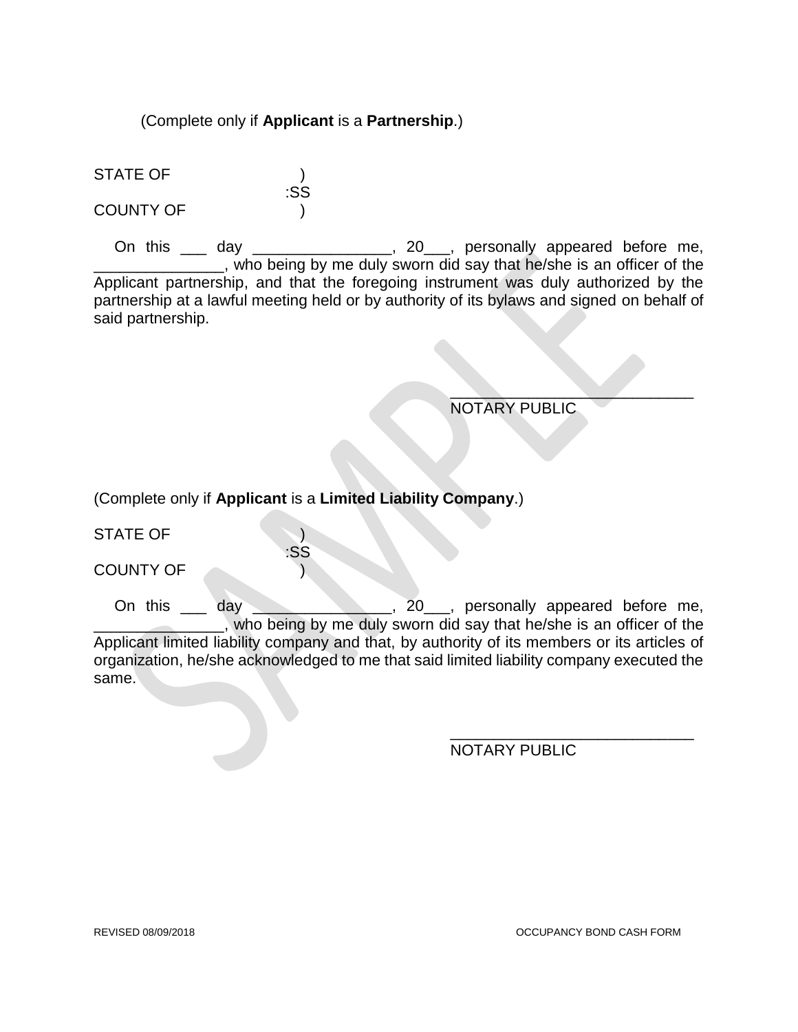(Complete only if **Applicant** is a **Partnership**.)

STATE OF )
:SS
COUNTY OF )

On this ___ day ________________, 20___, personally appeared before me, _______________, who being by me duly sworn did say that he/she is an officer of the Applicant partnership, and that the foregoing instrument was duly authorized by the partnership at a lawful meeting held or by authority of its bylaws and signed on behalf of said partnership.

____________________________
NOTARY PUBLIC

(Complete only if **Applicant** is a **Limited Liability Company**.)

STATE OF )
:SS
COUNTY OF )

On this ___ day ________________, 20___, personally appeared before me, _______________, who being by me duly sworn did say that he/she is an officer of the Applicant limited liability company and that, by authority of its members or its articles of organization, he/she acknowledged to me that said limited liability company executed the same.

____________________________
NOTARY PUBLIC

REVISED 08/09/2018 OCCUPANCY BOND CASH FORM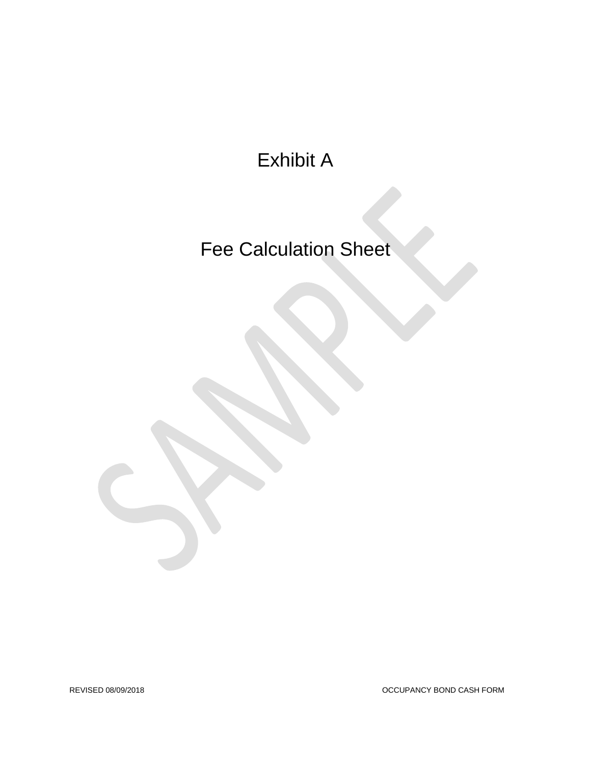# Exhibit A

# Fee Calculation Sheet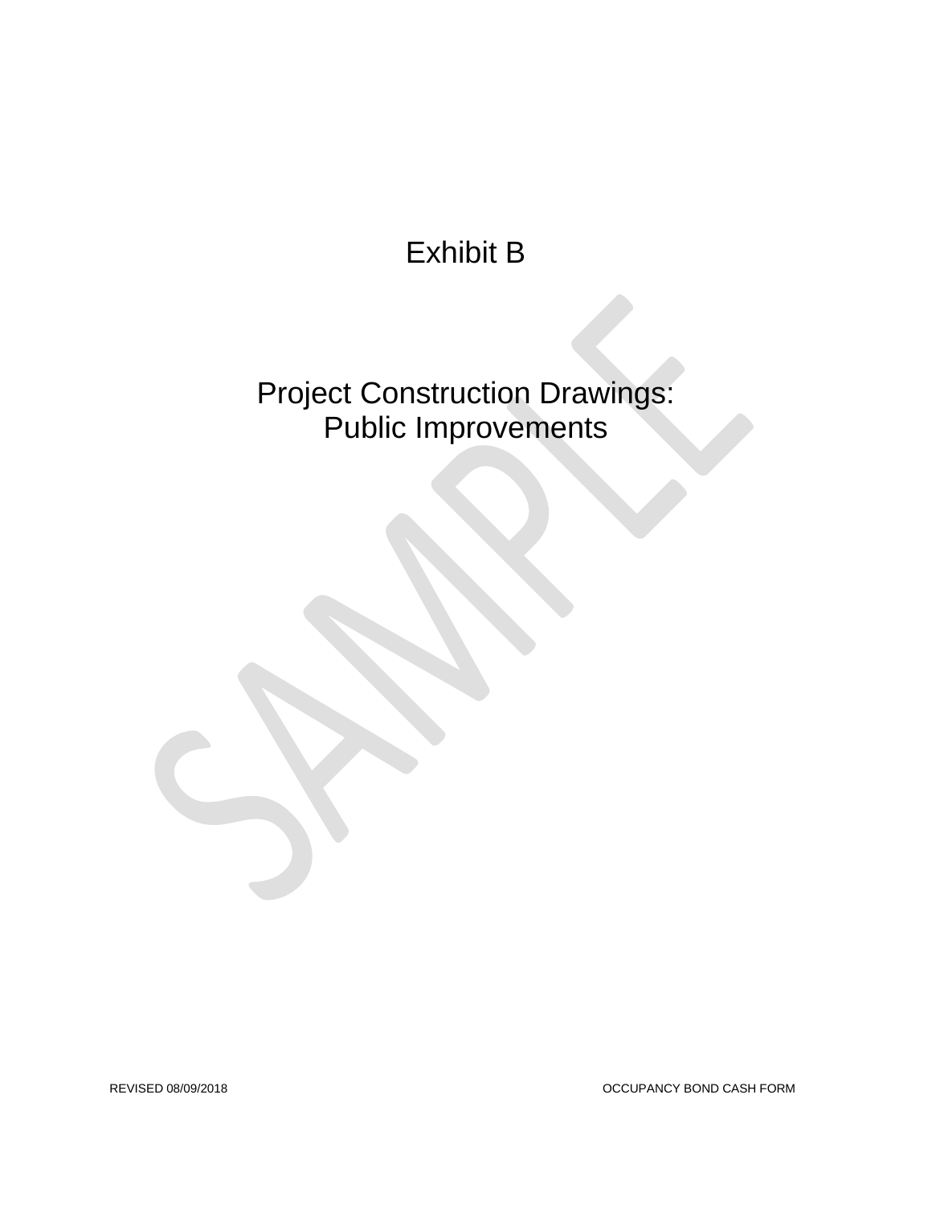# Exhibit B

## Project Construction Drawings: Public Improvements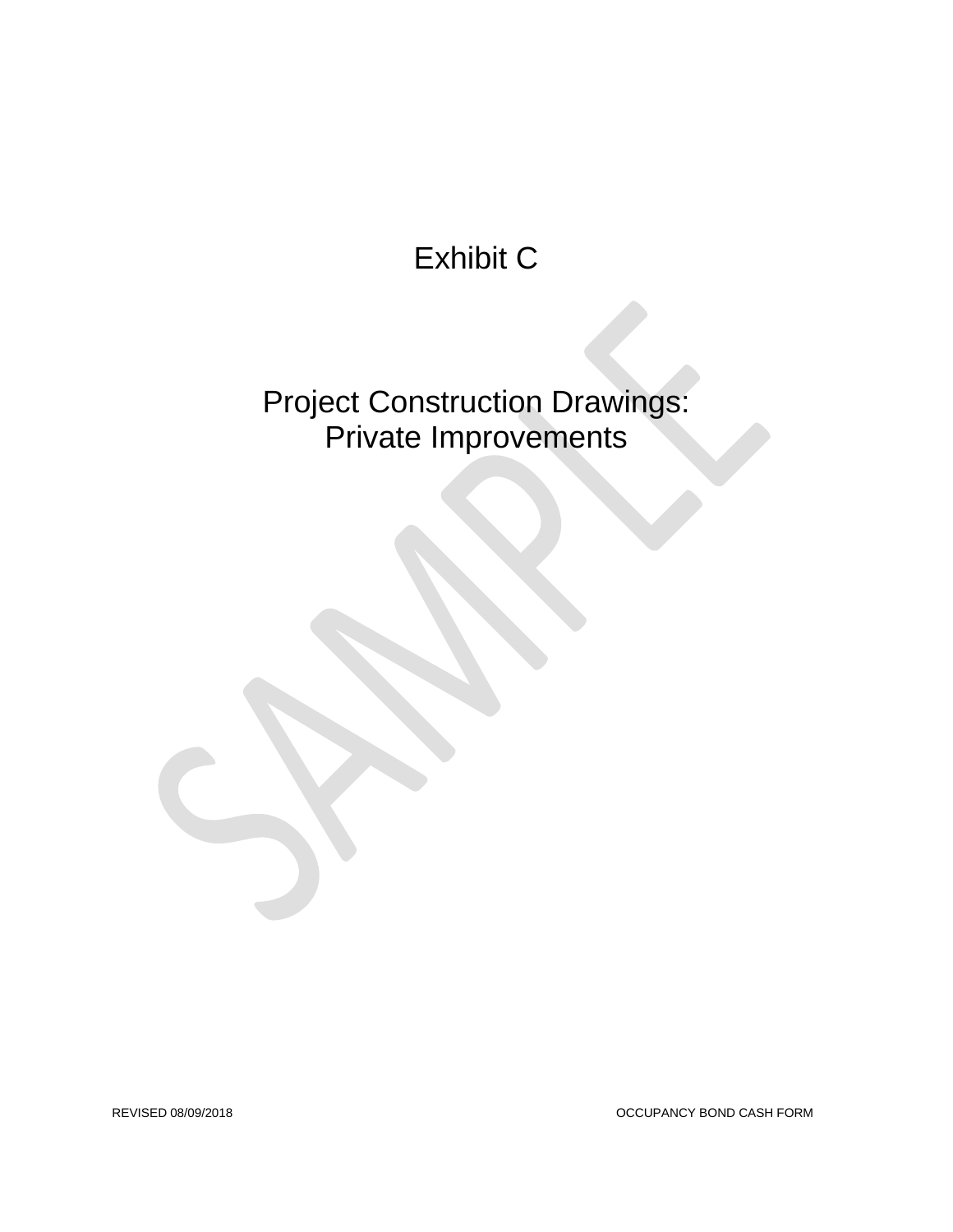# Exhibit C

# Project Construction Drawings: Private Improvements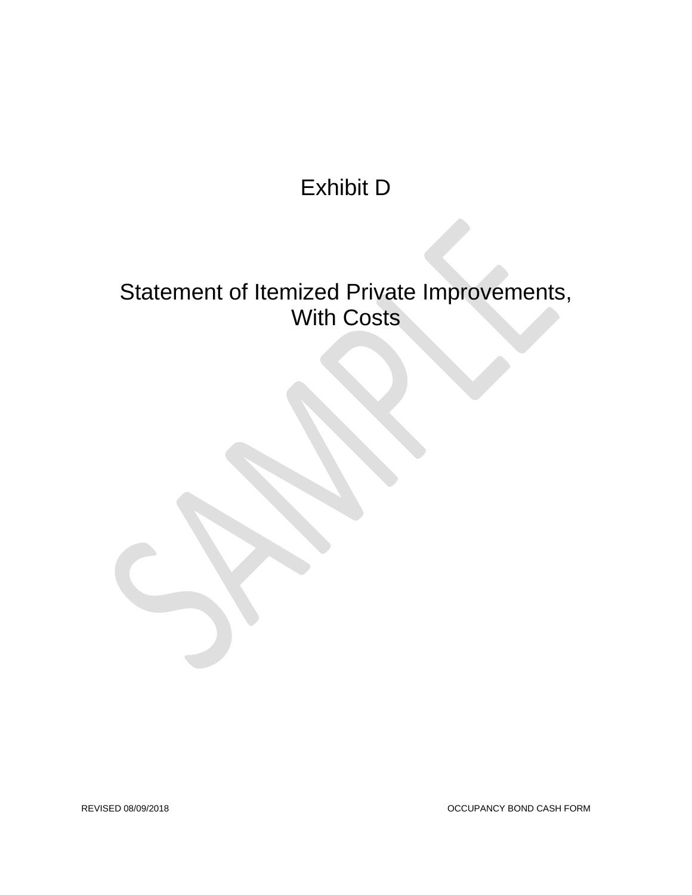# Exhibit D

# Statement of Itemized Private Improvements, With Costs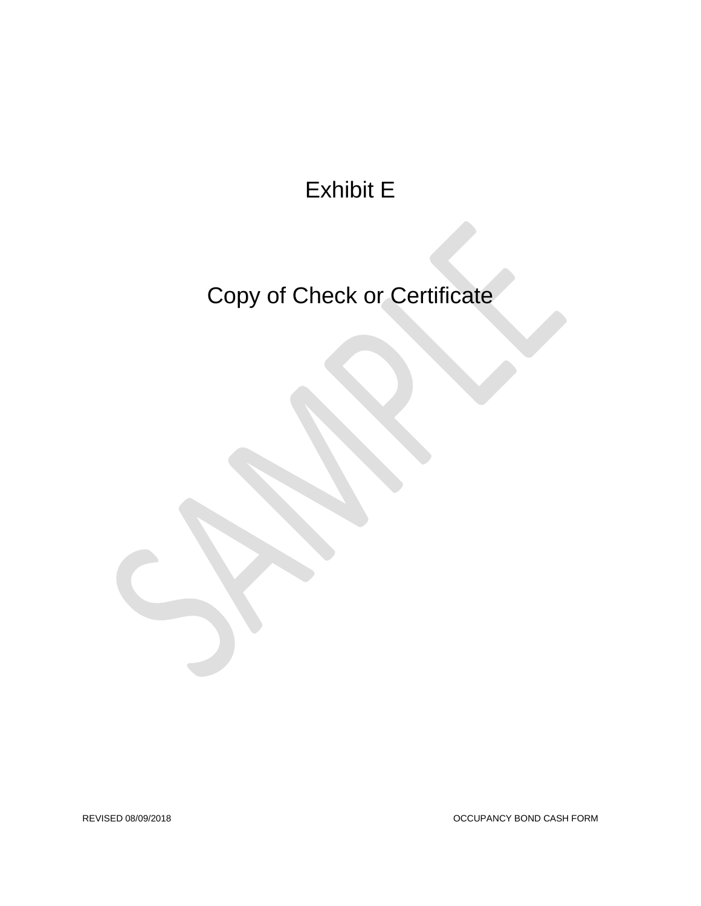# Exhibit E

## Copy of Check or Certificate

SAMPLE